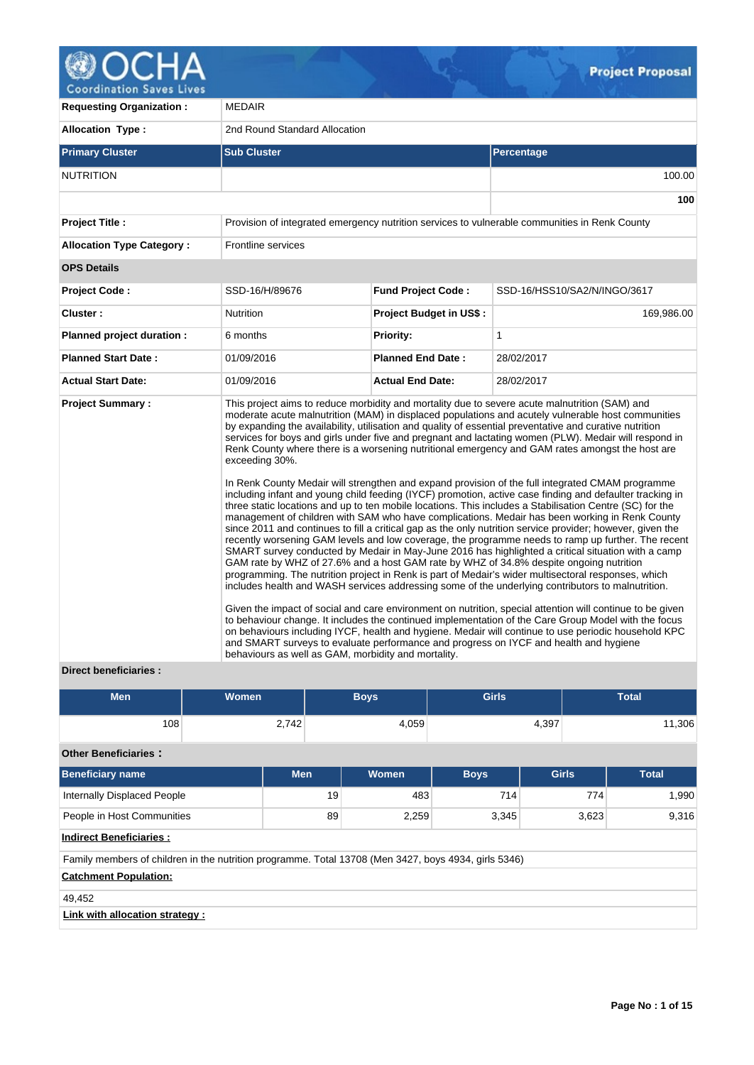# Project Proposal

| | | | |
|---|---|---|---|
| **Requesting Organization :** | MEDAIR | | |
| **Allocation Type :** | 2nd Round Standard Allocation | | |

| **Primary Cluster** | **Sub Cluster** | **Percentage** |
|---|---|---|
| NUTRITION | | 100.00 |
| | | **100** |

| | | | |
|---|---|---|---|
| **Project Title :** | Provision of integrated emergency nutrition services to vulnerable communities in Renk County | | |
| **Allocation Type Category :** | Frontline services | | |

**OPS Details**

| | | | |
|---|---|---|---|
| **Project Code :** | SSD-16/H/89676 | **Fund Project Code :** | SSD-16/HSS10/SA2/N/INGO/3617 |
| **Cluster :** | Nutrition | **Project Budget in US$ :** | 169,986.00 |
| **Planned project duration :** | 6 months | **Priority:** | 1 |
| **Planned Start Date :** | 01/09/2016 | **Planned End Date :** | 28/02/2017 |
| **Actual Start Date:** | 01/09/2016 | **Actual End Date:** | 28/02/2017 |

**Project Summary :**

This project aims to reduce morbidity and mortality due to severe acute malnutrition (SAM) and moderate acute malnutrition (MAM) in displaced populations and acutely vulnerable host communities by expanding the availability, utilisation and quality of essential preventative and curative nutrition services for boys and girls under five and pregnant and lactating women (PLW). Medair will respond in Renk County where there is a worsening nutritional emergency and GAM rates amongst the host are exceeding 30%.

In Renk County Medair will strengthen and expand provision of the full integrated CMAM programme including infant and young child feeding (IYCF) promotion, active case finding and defaulter tracking in three static locations and up to ten mobile locations. This includes a Stabilisation Centre (SC) for the management of children with SAM who have complications. Medair has been working in Renk County since 2011 and continues to fill a critical gap as the only nutrition service provider; however, given the recently worsening GAM levels and low coverage, the programme needs to ramp up further. The recent SMART survey conducted by Medair in May-June 2016 has highlighted a critical situation with a camp GAM rate by WHZ of 27.6% and a host GAM rate by WHZ of 34.8% despite ongoing nutrition programming. The nutrition project in Renk is part of Medair's wider multisectoral responses, which includes health and WASH services addressing some of the underlying contributors to malnutrition.

Given the impact of social and care environment on nutrition, special attention will continue to be given to behaviour change. It includes the continued implementation of the Care Group Model with the focus on behaviours including IYCF, health and hygiene. Medair will continue to use periodic household KPC and SMART surveys to evaluate performance and progress on IYCF and health and hygiene behaviours as well as GAM, morbidity and mortality.

**Direct beneficiaries :**

| Men | Women | Boys | Girls | Total |
|---|---|---|---|---|
| 108 | 2,742 | 4,059 | 4,397 | 11,306 |

**Other Beneficiaries :**

| Beneficiary name | Men | Women | Boys | Girls | Total |
|---|---|---|---|---|---|
| Internally Displaced People | 19 | 483 | 714 | 774 | 1,990 |
| People in Host Communities | 89 | 2,259 | 3,345 | 3,623 | 9,316 |

**Indirect Beneficiaries :**

Family members of children in the nutrition programme. Total 13708 (Men 3427, boys 4934, girls 5346)

**Catchment Population:**

49,452

**Link with allocation strategy :**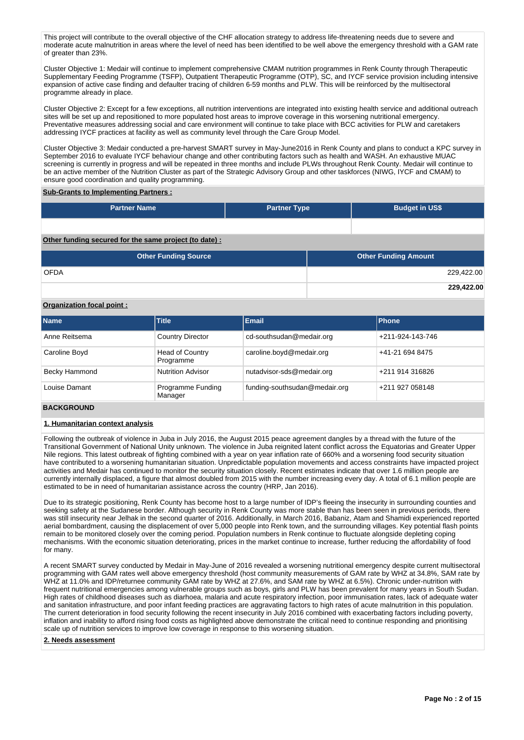This project will contribute to the overall objective of the CHF allocation strategy to address life-threatening needs due to severe and moderate acute malnutrition in areas where the level of need has been identified to be well above the emergency threshold with a GAM rate of greater than 23%.

Cluster Objective 1: Medair will continue to implement comprehensive CMAM nutrition programmes in Renk County through Therapeutic Supplementary Feeding Programme (TSFP), Outpatient Therapeutic Programme (OTP), SC, and IYCF service provision including intensive expansion of active case finding and defaulter tracing of children 6-59 months and PLW. This will be reinforced by the multisectoral programme already in place.

Cluster Objective 2: Except for a few exceptions, all nutrition interventions are integrated into existing health service and additional outreach sites will be set up and repositioned to more populated host areas to improve coverage in this worsening nutritional emergency. Preventative measures addressing social and care environment will continue to take place with BCC activities for PLW and caretakers addressing IYCF practices at facility as well as community level through the Care Group Model.

Cluster Objective 3: Medair conducted a pre-harvest SMART survey in May-June2016 in Renk County and plans to conduct a KPC survey in September 2016 to evaluate IYCF behaviour change and other contributing factors such as health and WASH. An exhaustive MUAC screening is currently in progress and will be repeated in three months and include PLWs throughout Renk County. Medair will continue to be an active member of the Nutrition Cluster as part of the Strategic Advisory Group and other taskforces (NIWG, IYCF and CMAM) to ensure good coordination and quality programming.

**Sub-Grants to Implementing Partners :**

| Partner Name | Partner Type | Budget in US$ |
|---|---|---|
| | | |

**Other funding secured for the same project (to date) :**

| Other Funding Source | Other Funding Amount |
|---|---|
| OFDA | 229,422.00 |
| | **229,422.00** |

**Organization focal point :**

| Name | Title | Email | Phone |
|---|---|---|---|
| Anne Reitsema | Country Director | cd-southsudan@medair.org | +211-924-143-746 |
| Caroline Boyd | Head of Country Programme | caroline.boyd@medair.org | +41-21 694 8475 |
| Becky Hammond | Nutrition Advisor | nutadvisor-sds@medair.org | +211 914 316826 |
| Louise Damant | Programme Funding Manager | funding-southsudan@medair.org | +211 927 058148 |

## BACKGROUND

**1. Humanitarian context analysis**

Following the outbreak of violence in Juba in July 2016, the August 2015 peace agreement dangles by a thread with the future of the Transitional Government of National Unity unknown. The violence in Juba reignited latent conflict across the Equatorias and Greater Upper Nile regions. This latest outbreak of fighting combined with a year on year inflation rate of 660% and a worsening food security situation have contributed to a worsening humanitarian situation. Unpredictable population movements and access constraints have impacted project activities and Medair has continued to monitor the security situation closely. Recent estimates indicate that over 1.6 million people are currently internally displaced, a figure that almost doubled from 2015 with the number increasing every day. A total of 6.1 million people are estimated to be in need of humanitarian assistance across the country (HRP, Jan 2016).

Due to its strategic positioning, Renk County has become host to a large number of IDP's fleeing the insecurity in surrounding counties and seeking safety at the Sudanese border. Although security in Renk County was more stable than has been seen in previous periods, there was still insecurity near Jelhak in the second quarter of 2016. Additionally, in March 2016, Babaniz, Atam and Shamidi experienced reported aerial bombardment, causing the displacement of over 5,000 people into Renk town, and the surrounding villages. Key potential flash points remain to be monitored closely over the coming period. Population numbers in Renk continue to fluctuate alongside depleting coping mechanisms. With the economic situation deteriorating, prices in the market continue to increase, further reducing the affordability of food for many.

A recent SMART survey conducted by Medair in May-June of 2016 revealed a worsening nutritional emergency despite current multisectoral programming with GAM rates well above emergency threshold (host community measurements of GAM rate by WHZ at 34.8%, SAM rate by WHZ at 11.0% and IDP/returnee community GAM rate by WHZ at 27.6%, and SAM rate by WHZ at 6.5%). Chronic under-nutrition with frequent nutritional emergencies among vulnerable groups such as boys, girls and PLW has been prevalent for many years in South Sudan. High rates of childhood diseases such as diarhoea, malaria and acute respiratory infection, poor immunisation rates, lack of adequate water and sanitation infrastructure, and poor infant feeding practices are aggravating factors to high rates of acute malnutrition in this population. The current deterioration in food security following the recent insecurity in July 2016 combined with exacerbating factors including poverty, inflation and inability to afford rising food costs as highlighted above demonstrate the critical need to continue responding and prioritising scale up of nutrition services to improve low coverage in response to this worsening situation.

**2. Needs assessment**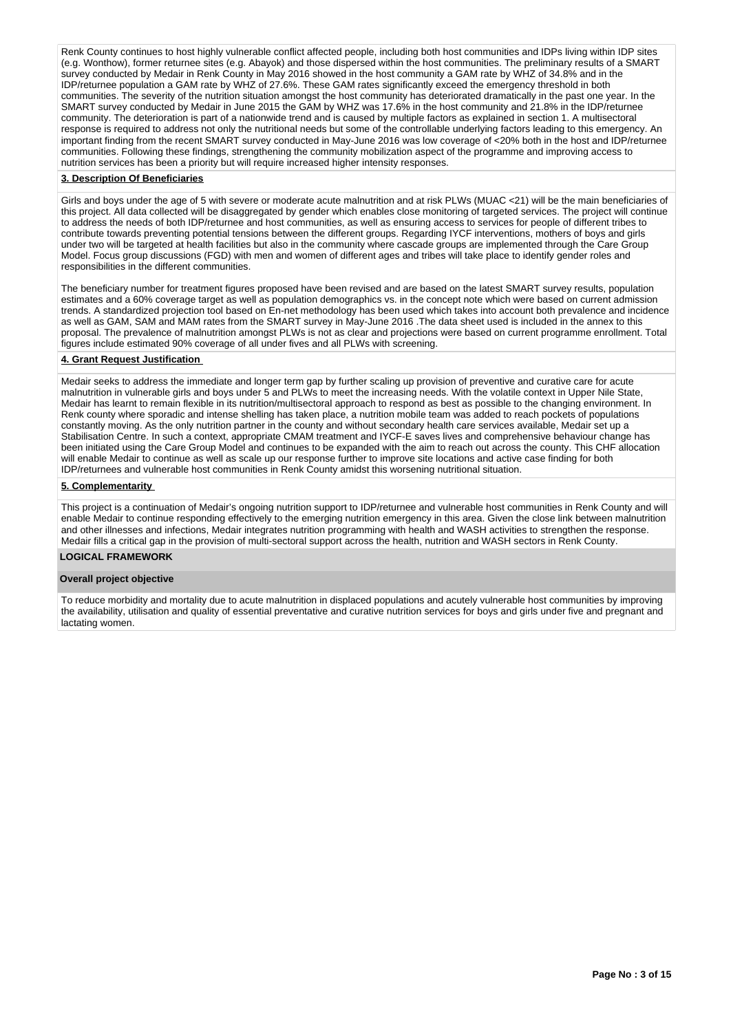Renk County continues to host highly vulnerable conflict affected people, including both host communities and IDPs living within IDP sites (e.g. Wonthow), former returnee sites (e.g. Abayok) and those dispersed within the host communities. The preliminary results of a SMART survey conducted by Medair in Renk County in May 2016 showed in the host community a GAM rate by WHZ of 34.8% and in the IDP/returnee population a GAM rate by WHZ of 27.6%. These GAM rates significantly exceed the emergency threshold in both communities. The severity of the nutrition situation amongst the host community has deteriorated dramatically in the past one year. In the SMART survey conducted by Medair in June 2015 the GAM by WHZ was 17.6% in the host community and 21.8% in the IDP/returnee community. The deterioration is part of a nationwide trend and is caused by multiple factors as explained in section 1. A multisectoral response is required to address not only the nutritional needs but some of the controllable underlying factors leading to this emergency. An important finding from the recent SMART survey conducted in May-June 2016 was low coverage of <20% both in the host and IDP/returnee communities. Following these findings, strengthening the community mobilization aspect of the programme and improving access to nutrition services has been a priority but will require increased higher intensity responses.

**3. Description Of Beneficiaries**

Girls and boys under the age of 5 with severe or moderate acute malnutrition and at risk PLWs (MUAC <21) will be the main beneficiaries of this project. All data collected will be disaggregated by gender which enables close monitoring of targeted services. The project will continue to address the needs of both IDP/returnee and host communities, as well as ensuring access to services for people of different tribes to contribute towards preventing potential tensions between the different groups. Regarding IYCF interventions, mothers of boys and girls under two will be targeted at health facilities but also in the community where cascade groups are implemented through the Care Group Model. Focus group discussions (FGD) with men and women of different ages and tribes will take place to identify gender roles and responsibilities in the different communities.

The beneficiary number for treatment figures proposed have been revised and are based on the latest SMART survey results, population estimates and a 60% coverage target as well as population demographics vs. in the concept note which were based on current admission trends. A standardized projection tool based on En-net methodology has been used which takes into account both prevalence and incidence as well as GAM, SAM and MAM rates from the SMART survey in May-June 2016 .The data sheet used is included in the annex to this proposal. The prevalence of malnutrition amongst PLWs is not as clear and projections were based on current programme enrollment. Total figures include estimated 90% coverage of all under fives and all PLWs with screening.

**4. Grant Request Justification**

Medair seeks to address the immediate and longer term gap by further scaling up provision of preventive and curative care for acute malnutrition in vulnerable girls and boys under 5 and PLWs to meet the increasing needs. With the volatile context in Upper Nile State, Medair has learnt to remain flexible in its nutrition/multisectoral approach to respond as best as possible to the changing environment. In Renk county where sporadic and intense shelling has taken place, a nutrition mobile team was added to reach pockets of populations constantly moving. As the only nutrition partner in the county and without secondary health care services available, Medair set up a Stabilisation Centre. In such a context, appropriate CMAM treatment and IYCF-E saves lives and comprehensive behaviour change has been initiated using the Care Group Model and continues to be expanded with the aim to reach out across the county. This CHF allocation will enable Medair to continue as well as scale up our response further to improve site locations and active case finding for both IDP/returnees and vulnerable host communities in Renk County amidst this worsening nutritional situation.

**5. Complementarity**

This project is a continuation of Medair's ongoing nutrition support to IDP/returnee and vulnerable host communities in Renk County and will enable Medair to continue responding effectively to the emerging nutrition emergency in this area. Given the close link between malnutrition and other illnesses and infections, Medair integrates nutrition programming with health and WASH activities to strengthen the response. Medair fills a critical gap in the provision of multi-sectoral support across the health, nutrition and WASH sectors in Renk County.

## LOGICAL FRAMEWORK

### Overall project objective

To reduce morbidity and mortality due to acute malnutrition in displaced populations and acutely vulnerable host communities by improving the availability, utilisation and quality of essential preventative and curative nutrition services for boys and girls under five and pregnant and lactating women.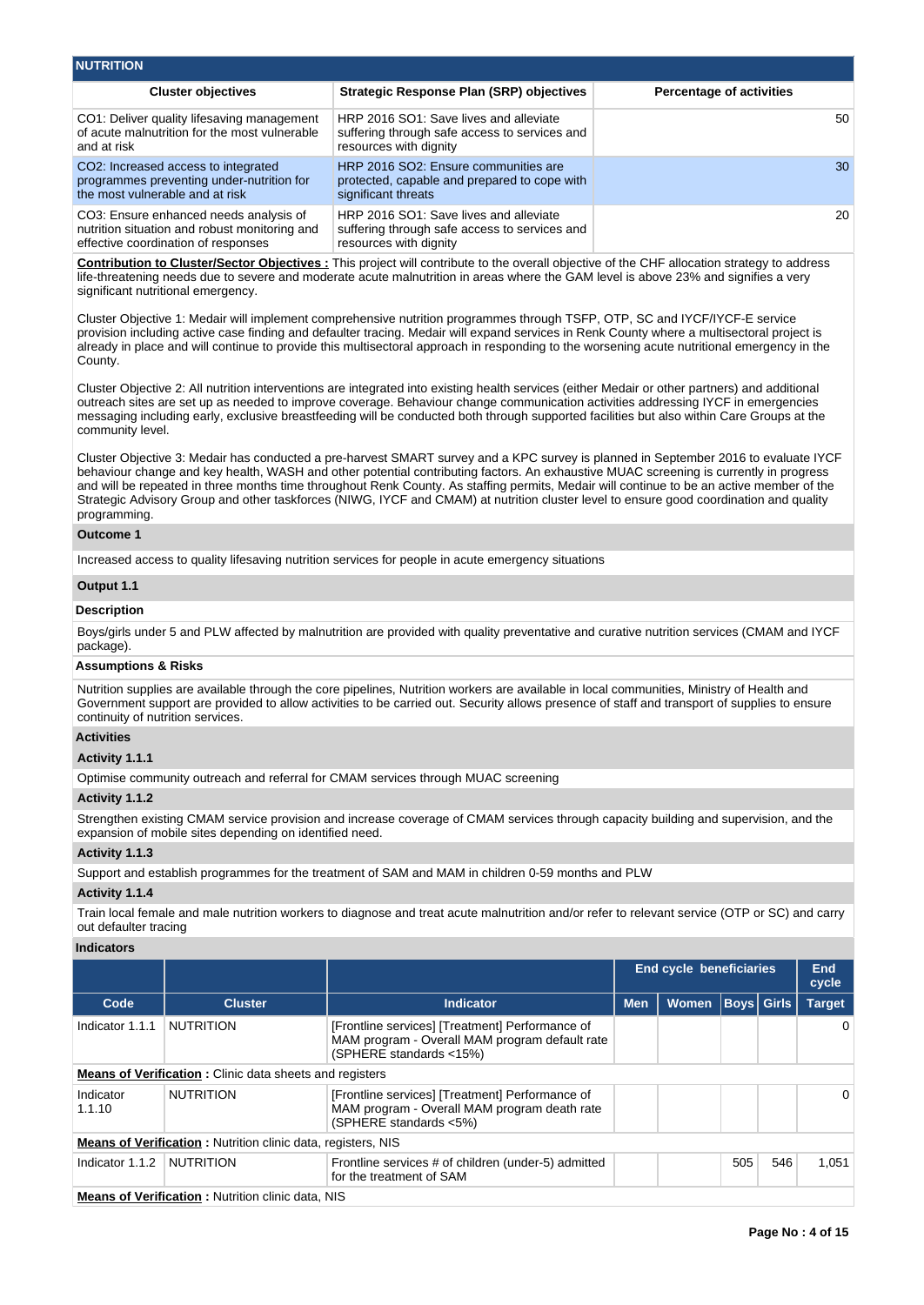## NUTRITION

| Cluster objectives | Strategic Response Plan (SRP) objectives | Percentage of activities |
|---|---|---|
| CO1: Deliver quality lifesaving management of acute malnutrition for the most vulnerable and at risk | HRP 2016 SO1: Save lives and alleviate suffering through safe access to services and resources with dignity | 50 |
| CO2: Increased access to integrated programmes preventing under-nutrition for the most vulnerable and at risk | HRP 2016 SO2: Ensure communities are protected, capable and prepared to cope with significant threats | 30 |
| CO3: Ensure enhanced needs analysis of nutrition situation and robust monitoring and effective coordination of responses | HRP 2016 SO1: Save lives and alleviate suffering through safe access to services and resources with dignity | 20 |

**Contribution to Cluster/Sector Objectives :** This project will contribute to the overall objective of the CHF allocation strategy to address life-threatening needs due to severe and moderate acute malnutrition in areas where the GAM level is above 23% and signifies a very significant nutritional emergency.

Cluster Objective 1: Medair will implement comprehensive nutrition programmes through TSFP, OTP, SC and IYCF/IYCF-E service provision including active case finding and defaulter tracing. Medair will expand services in Renk County where a multisectoral project is already in place and will continue to provide this multisectoral approach in responding to the worsening acute nutritional emergency in the County.

Cluster Objective 2: All nutrition interventions are integrated into existing health services (either Medair or other partners) and additional outreach sites are set up as needed to improve coverage. Behaviour change communication activities addressing IYCF in emergencies messaging including early, exclusive breastfeeding will be conducted both through supported facilities but also within Care Groups at the community level.

Cluster Objective 3: Medair has conducted a pre-harvest SMART survey and a KPC survey is planned in September 2016 to evaluate IYCF behaviour change and key health, WASH and other potential contributing factors. An exhaustive MUAC screening is currently in progress and will be repeated in three months time throughout Renk County. As staffing permits, Medair will continue to be an active member of the Strategic Advisory Group and other taskforces (NIWG, IYCF and CMAM) at nutrition cluster level to ensure good coordination and quality programming.

### Outcome 1

Increased access to quality lifesaving nutrition services for people in acute emergency situations

### Output 1.1

**Description**

Boys/girls under 5 and PLW affected by malnutrition are provided with quality preventative and curative nutrition services (CMAM and IYCF package).

**Assumptions & Risks**

Nutrition supplies are available through the core pipelines, Nutrition workers are available in local communities, Ministry of Health and Government support are provided to allow activities to be carried out. Security allows presence of staff and transport of supplies to ensure continuity of nutrition services.

**Activities**

**Activity 1.1.1**

Optimise community outreach and referral for CMAM services through MUAC screening

**Activity 1.1.2**

Strengthen existing CMAM service provision and increase coverage of CMAM services through capacity building and supervision, and the expansion of mobile sites depending on identified need.

**Activity 1.1.3**

Support and establish programmes for the treatment of SAM and MAM in children 0-59 months and PLW

**Activity 1.1.4**

Train local female and male nutrition workers to diagnose and treat acute malnutrition and/or refer to relevant service (OTP or SC) and carry out defaulter tracing

**Indicators**

| | | | End cycle beneficiaries | | | | End cycle |
|---|---|---|---|---|---|---|---|
| Code | Cluster | Indicator | Men | Women | Boys | Girls | Target |
| Indicator 1.1.1 | NUTRITION | [Frontline services] [Treatment] Performance of MAM program - Overall MAM program default rate (SPHERE standards <15%) | | | | | 0 |
| **Means of Verification :** Clinic data sheets and registers | | | | | | | |
| Indicator 1.1.10 | NUTRITION | [Frontline services] [Treatment] Performance of MAM program - Overall MAM program death rate (SPHERE standards <5%) | | | | | 0 |
| **Means of Verification :** Nutrition clinic data, registers, NIS | | | | | | | |
| Indicator 1.1.2 | NUTRITION | Frontline services # of children (under-5) admitted for the treatment of SAM | | | 505 | 546 | 1,051 |
| **Means of Verification :** Nutrition clinic data, NIS | | | | | | | |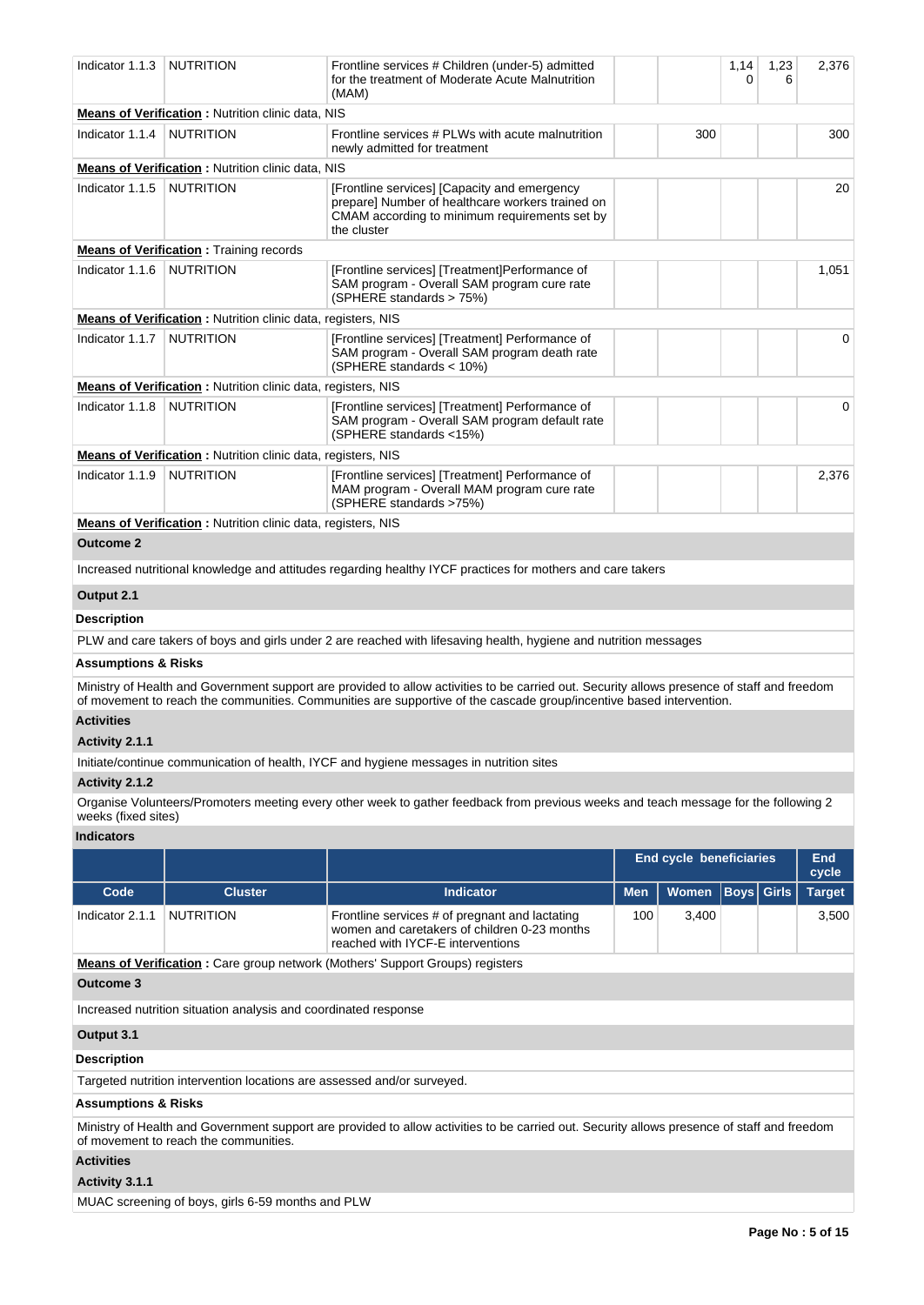| Code | Cluster | Indicator | Men | Women | Boys | Girls | End cycle Target |
|---|---|---|---|---|---|---|---|
| Indicator 1.1.3 | NUTRITION | Frontline services # Children (under-5) admitted for the treatment of Moderate Acute Malnutrition (MAM) | | | 1,140 | 1,236 | 2,376 |

**Means of Verification :** Nutrition clinic data, NIS

| Code | Cluster | Indicator | Men | Women | Boys | Girls | End cycle Target |
|---|---|---|---|---|---|---|---|
| Indicator 1.1.4 | NUTRITION | Frontline services # PLWs with acute malnutrition newly admitted for treatment | | 300 | | | 300 |

**Means of Verification :** Nutrition clinic data, NIS

| Code | Cluster | Indicator | Men | Women | Boys | Girls | End cycle Target |
|---|---|---|---|---|---|---|---|
| Indicator 1.1.5 | NUTRITION | [Frontline services] [Capacity and emergency prepare] Number of healthcare workers trained on CMAM according to minimum requirements set by the cluster | | | | | 20 |

**Means of Verification :** Training records

| Code | Cluster | Indicator | Men | Women | Boys | Girls | End cycle Target |
|---|---|---|---|---|---|---|---|
| Indicator 1.1.6 | NUTRITION | [Frontline services] [Treatment]Performance of SAM program - Overall SAM program cure rate (SPHERE standards > 75%) | | | | | 1,051 |

**Means of Verification :** Nutrition clinic data, registers, NIS

| Code | Cluster | Indicator | Men | Women | Boys | Girls | End cycle Target |
|---|---|---|---|---|---|---|---|
| Indicator 1.1.7 | NUTRITION | [Frontline services] [Treatment] Performance of SAM program - Overall SAM program death rate (SPHERE standards < 10%) | | | | | 0 |

**Means of Verification :** Nutrition clinic data, registers, NIS

| Code | Cluster | Indicator | Men | Women | Boys | Girls | End cycle Target |
|---|---|---|---|---|---|---|---|
| Indicator 1.1.8 | NUTRITION | [Frontline services] [Treatment] Performance of SAM program - Overall SAM program default rate (SPHERE standards <15%) | | | | | 0 |

**Means of Verification :** Nutrition clinic data, registers, NIS

| Code | Cluster | Indicator | Men | Women | Boys | Girls | End cycle Target |
|---|---|---|---|---|---|---|---|
| Indicator 1.1.9 | NUTRITION | [Frontline services] [Treatment] Performance of MAM program - Overall MAM program cure rate (SPHERE standards >75%) | | | | | 2,376 |

**Means of Verification :** Nutrition clinic data, registers, NIS

### Outcome 2

Increased nutritional knowledge and attitudes regarding healthy IYCF practices for mothers and care takers

### Output 2.1

**Description**

PLW and care takers of boys and girls under 2 are reached with lifesaving health, hygiene and nutrition messages

**Assumptions & Risks**

Ministry of Health and Government support are provided to allow activities to be carried out. Security allows presence of staff and freedom of movement to reach the communities. Communities are supportive of the cascade group/incentive based intervention.

**Activities**

**Activity 2.1.1**

Initiate/continue communication of health, IYCF and hygiene messages in nutrition sites

**Activity 2.1.2**

Organise Volunteers/Promoters meeting every other week to gather feedback from previous weeks and teach message for the following 2 weeks (fixed sites)

**Indicators**

| | | | End cycle beneficiaries | | | | End cycle |
|---|---|---|---|---|---|---|---|
| **Code** | **Cluster** | **Indicator** | **Men** | **Women** | **Boys** | **Girls** | **Target** |
| Indicator 2.1.1 | NUTRITION | Frontline services # of pregnant and lactating women and caretakers of children 0-23 months reached with IYCF-E interventions | 100 | 3,400 | | | 3,500 |

**Means of Verification :** Care group network (Mothers' Support Groups) registers

### Outcome 3

Increased nutrition situation analysis and coordinated response

### Output 3.1

**Description**

Targeted nutrition intervention locations are assessed and/or surveyed.

**Assumptions & Risks**

Ministry of Health and Government support are provided to allow activities to be carried out. Security allows presence of staff and freedom of movement to reach the communities.

**Activities**

**Activity 3.1.1**

MUAC screening of boys, girls 6-59 months and PLW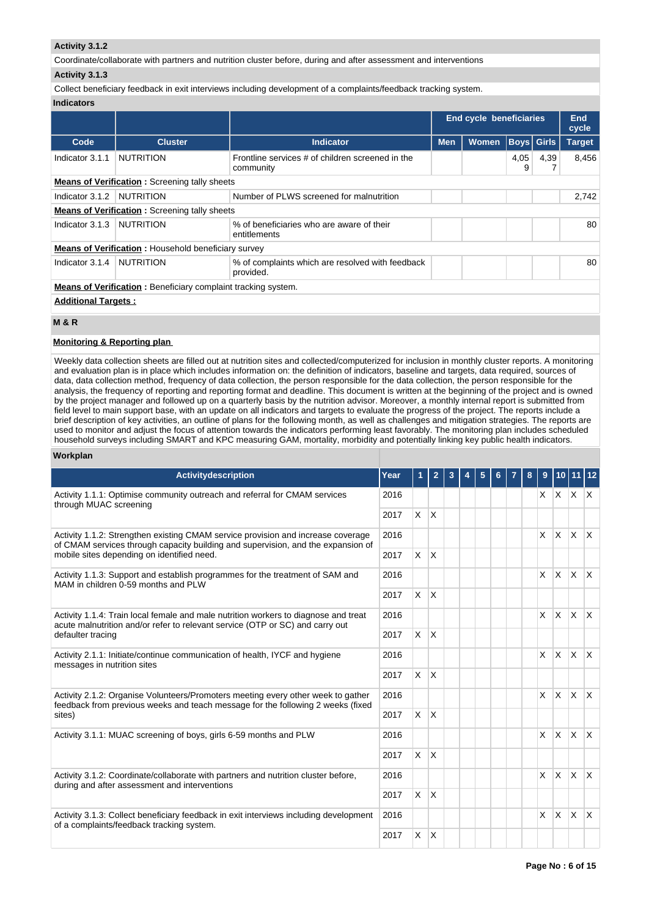**Activity 3.1.2**

Coordinate/collaborate with partners and nutrition cluster before, during and after assessment and interventions

**Activity 3.1.3**

Collect beneficiary feedback in exit interviews including development of a complaints/feedback tracking system.

**Indicators**

| | | | End cycle beneficiaries | | | | End cycle |
|---|---|---|---|---|---|---|---|
| **Code** | **Cluster** | **Indicator** | **Men** | **Women** | **Boys** | **Girls** | **Target** |
| Indicator 3.1.1 | NUTRITION | Frontline services # of children screened in the community | | | 4,059 | 4,397 | 8,456 |
| **Means of Verification :** Screening tally sheets | | | | | | | |
| Indicator 3.1.2 | NUTRITION | Number of PLWS screened for malnutrition | | | | | 2,742 |
| **Means of Verification :** Screening tally sheets | | | | | | | |
| Indicator 3.1.3 | NUTRITION | % of beneficiaries who are aware of their entitlements | | | | | 80 |
| **Means of Verification :** Household beneficiary survey | | | | | | | |
| Indicator 3.1.4 | NUTRITION | % of complaints which are resolved with feedback provided. | | | | | 80 |
| **Means of Verification :** Beneficiary complaint tracking system. | | | | | | | |

**Additional Targets :**

**M & R**

**Monitoring & Reporting plan**

Weekly data collection sheets are filled out at nutrition sites and collected/computerized for inclusion in monthly cluster reports. A monitoring and evaluation plan is in place which includes information on: the definition of indicators, baseline and targets, data required, sources of data, data collection method, frequency of data collection, the person responsible for the data collection, the person responsible for the analysis, the frequency of reporting and reporting format and deadline. This document is written at the beginning of the project and is owned by the project manager and followed up on a quarterly basis by the nutrition advisor. Moreover, a monthly internal report is submitted from field level to main support base, with an update on all indicators and targets to evaluate the progress of the project. The reports include a brief description of key activities, an outline of plans for the following month, as well as challenges and mitigation strategies. The reports are used to monitor and adjust the focus of attention towards the indicators performing least favorably. The monitoring plan includes scheduled household surveys including SMART and KPC measuring GAM, mortality, morbidity and potentially linking key public health indicators.

**Workplan**

| Activitydescription | Year | 1 | 2 | 3 | 4 | 5 | 6 | 7 | 8 | 9 | 10 | 11 | 12 |
|---|---|---|---|---|---|---|---|---|---|---|---|---|---|
| Activity 1.1.1: Optimise community outreach and referral for CMAM services through MUAC screening | 2016 | | | | | | | | | X | X | X | X |
| | 2017 | X | X | | | | | | | | | | |
| Activity 1.1.2: Strengthen existing CMAM service provision and increase coverage of CMAM services through capacity building and supervision, and the expansion of mobile sites depending on identified need. | 2016 | | | | | | | | | X | X | X | X |
| | 2017 | X | X | | | | | | | | | | |
| Activity 1.1.3: Support and establish programmes for the treatment of SAM and MAM in children 0-59 months and PLW | 2016 | | | | | | | | | X | X | X | X |
| | 2017 | X | X | | | | | | | | | | |
| Activity 1.1.4: Train local female and male nutrition workers to diagnose and treat acute malnutrition and/or refer to relevant service (OTP or SC) and carry out defaulter tracing | 2016 | | | | | | | | | X | X | X | X |
| | 2017 | X | X | | | | | | | | | | |
| Activity 2.1.1: Initiate/continue communication of health, IYCF and hygiene messages in nutrition sites | 2016 | | | | | | | | | X | X | X | X |
| | 2017 | X | X | | | | | | | | | | |
| Activity 2.1.2: Organise Volunteers/Promoters meeting every other week to gather feedback from previous weeks and teach message for the following 2 weeks (fixed sites) | 2016 | | | | | | | | | X | X | X | X |
| | 2017 | X | X | | | | | | | | | | |
| Activity 3.1.1: MUAC screening of boys, girls 6-59 months and PLW | 2016 | | | | | | | | | X | X | X | X |
| | 2017 | X | X | | | | | | | | | | |
| Activity 3.1.2: Coordinate/collaborate with partners and nutrition cluster before, during and after assessment and interventions | 2016 | | | | | | | | | X | X | X | X |
| | 2017 | X | X | | | | | | | | | | |
| Activity 3.1.3: Collect beneficiary feedback in exit interviews including development of a complaints/feedback tracking system. | 2016 | | | | | | | | | X | X | X | X |
| | 2017 | X | X | | | | | | | | | | |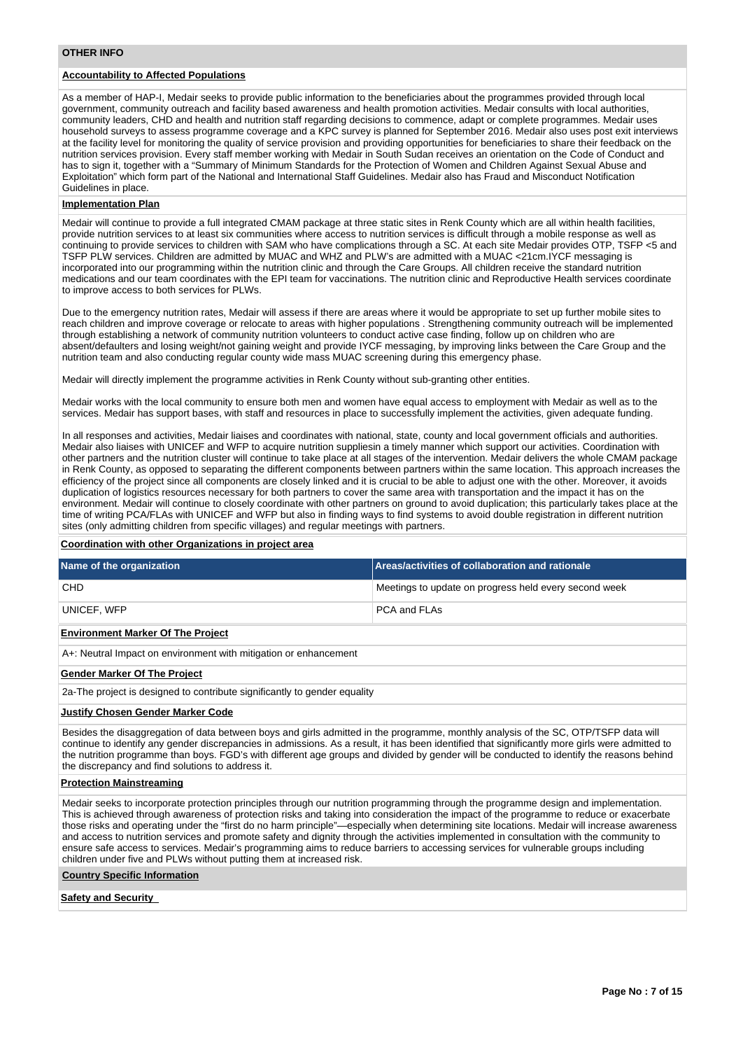## OTHER INFO

### Accountability to Affected Populations

As a member of HAP-I, Medair seeks to provide public information to the beneficiaries about the programmes provided through local government, community outreach and facility based awareness and health promotion activities. Medair consults with local authorities, community leaders, CHD and health and nutrition staff regarding decisions to commence, adapt or complete programmes. Medair uses household surveys to assess programme coverage and a KPC survey is planned for September 2016. Medair also uses post exit interviews at the facility level for monitoring the quality of service provision and providing opportunities for beneficiaries to share their feedback on the nutrition services provision. Every staff member working with Medair in South Sudan receives an orientation on the Code of Conduct and has to sign it, together with a "Summary of Minimum Standards for the Protection of Women and Children Against Sexual Abuse and Exploitation" which form part of the National and International Staff Guidelines. Medair also has Fraud and Misconduct Notification Guidelines in place.

### Implementation Plan

Medair will continue to provide a full integrated CMAM package at three static sites in Renk County which are all within health facilities, provide nutrition services to at least six communities where access to nutrition services is difficult through a mobile response as well as continuing to provide services to children with SAM who have complications through a SC. At each site Medair provides OTP, TSFP <5 and TSFP PLW services. Children are admitted by MUAC and WHZ and PLW's are admitted with a MUAC <21cm.IYCF messaging is incorporated into our programming within the nutrition clinic and through the Care Groups. All children receive the standard nutrition medications and our team coordinates with the EPI team for vaccinations. The nutrition clinic and Reproductive Health services coordinate to improve access to both services for PLWs.

Due to the emergency nutrition rates, Medair will assess if there are areas where it would be appropriate to set up further mobile sites to reach children and improve coverage or relocate to areas with higher populations . Strengthening community outreach will be implemented through establishing a network of community nutrition volunteers to conduct active case finding, follow up on children who are absent/defaulters and losing weight/not gaining weight and provide IYCF messaging, by improving links between the Care Group and the nutrition team and also conducting regular county wide mass MUAC screening during this emergency phase.

Medair will directly implement the programme activities in Renk County without sub-granting other entities.

Medair works with the local community to ensure both men and women have equal access to employment with Medair as well as to the services. Medair has support bases, with staff and resources in place to successfully implement the activities, given adequate funding.

In all responses and activities, Medair liaises and coordinates with national, state, county and local government officials and authorities. Medair also liaises with UNICEF and WFP to acquire nutrition suppliesin a timely manner which support our activities. Coordination with other partners and the nutrition cluster will continue to take place at all stages of the intervention. Medair delivers the whole CMAM package in Renk County, as opposed to separating the different components between partners within the same location. This approach increases the efficiency of the project since all components are closely linked and it is crucial to be able to adjust one with the other. Moreover, it avoids duplication of logistics resources necessary for both partners to cover the same area with transportation and the impact it has on the environment. Medair will continue to closely coordinate with other partners on ground to avoid duplication; this particularly takes place at the time of writing PCA/FLAs with UNICEF and WFP but also in finding ways to find systems to avoid double registration in different nutrition sites (only admitting children from specific villages) and regular meetings with partners.

### Coordination with other Organizations in project area

| Name of the organization | Areas/activities of collaboration and rationale |
|---|---|
| CHD | Meetings to update on progress held every second week |
| UNICEF, WFP | PCA and FLAs |

### Environment Marker Of The Project

A+: Neutral Impact on environment with mitigation or enhancement

### Gender Marker Of The Project

2a-The project is designed to contribute significantly to gender equality

### Justify Chosen Gender Marker Code

Besides the disaggregation of data between boys and girls admitted in the programme, monthly analysis of the SC, OTP/TSFP data will continue to identify any gender discrepancies in admissions. As a result, it has been identified that significantly more girls were admitted to the nutrition programme than boys. FGD's with different age groups and divided by gender will be conducted to identify the reasons behind the discrepancy and find solutions to address it.

### Protection Mainstreaming

Medair seeks to incorporate protection principles through our nutrition programming through the programme design and implementation. This is achieved through awareness of protection risks and taking into consideration the impact of the programme to reduce or exacerbate those risks and operating under the "first do no harm principle"—especially when determining site locations. Medair will increase awareness and access to nutrition services and promote safety and dignity through the activities implemented in consultation with the community to ensure safe access to services. Medair's programming aims to reduce barriers to accessing services for vulnerable groups including children under five and PLWs without putting them at increased risk.

## Country Specific Information

### Safety and Security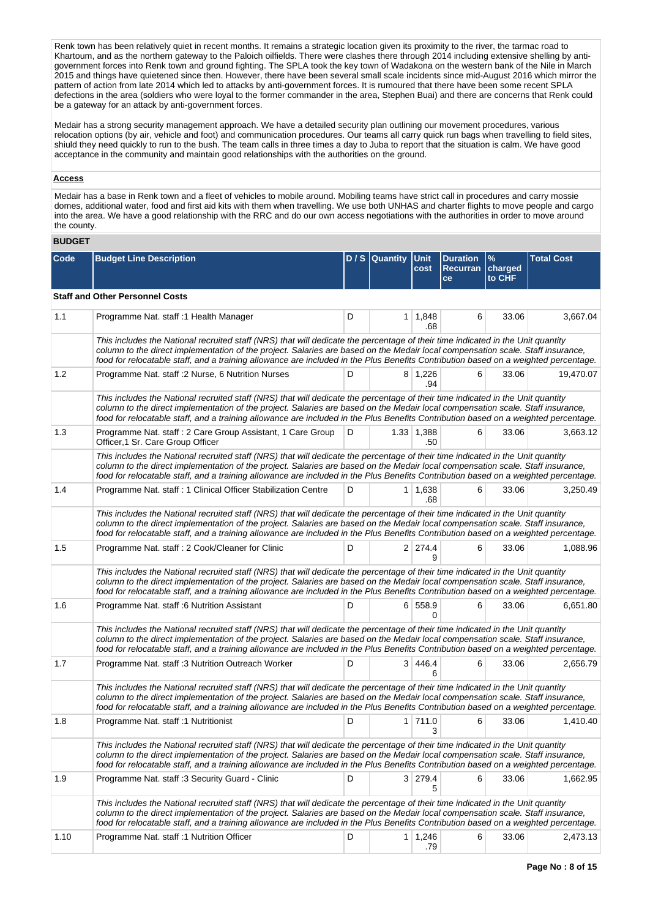Renk town has been relatively quiet in recent months. It remains a strategic location given its proximity to the river, the tarmac road to Khartoum, and as the northern gateway to the Paloich oilfields. There were clashes there through 2014 including extensive shelling by anti-government forces into Renk town and ground fighting. The SPLA took the key town of Wadakona on the western bank of the Nile in March 2015 and things have quietened since then. However, there have been several small scale incidents since mid-August 2016 which mirror the pattern of action from late 2014 which led to attacks by anti-government forces. It is rumoured that there have been some recent SPLA defections in the area (soldiers who were loyal to the former commander in the area, Stephen Buai) and there are concerns that Renk could be a gateway for an attack by anti-government forces.

Medair has a strong security management approach. We have a detailed security plan outlining our movement procedures, various relocation options (by air, vehicle and foot) and communication procedures. Our teams all carry quick run bags when travelling to field sites, shiuld they need quickly to run to the bush. The team calls in three times a day to Juba to report that the situation is calm. We have good acceptance in the community and maintain good relationships with the authorities on the ground.

**Access**

Medair has a base in Renk town and a fleet of vehicles to mobile around. Mobiling teams have strict call in procedures and carry mossie domes, additional water, food and first aid kits with them when travelling. We use both UNHAS and charter flights to move people and cargo into the area. We have a good relationship with the RRC and do our own access negotiations with the authorities in order to move around the county.

**BUDGET**

| Code | Budget Line Description | D / S | Quantity | Unit cost | Duration Recurrance | % charged to CHF | Total Cost |
|---|---|---|---|---|---|---|---|
| **Staff and Other Personnel Costs** | | | | | | | |
| 1.1 | Programme Nat. staff :1 Health Manager | D | 1 | 1,848.68 | 6 | 33.06 | 3,667.04 |
| | *This includes the National recruited staff (NRS) that will dedicate the percentage of their time indicated in the Unit quantity column to the direct implementation of the project. Salaries are based on the Medair local compensation scale. Staff insurance, food for relocatable staff, and a training allowance are included in the Plus Benefits Contribution based on a weighted percentage.* | | | | | | |
| 1.2 | Programme Nat. staff :2 Nurse, 6 Nutrition Nurses | D | 8 | 1,226.94 | 6 | 33.06 | 19,470.07 |
| | *This includes the National recruited staff (NRS) that will dedicate the percentage of their time indicated in the Unit quantity column to the direct implementation of the project. Salaries are based on the Medair local compensation scale. Staff insurance, food for relocatable staff, and a training allowance are included in the Plus Benefits Contribution based on a weighted percentage.* | | | | | | |
| 1.3 | Programme Nat. staff : 2 Care Group Assistant, 1 Care Group Officer,1 Sr. Care Group Officer | D | 1.33 | 1,388.50 | 6 | 33.06 | 3,663.12 |
| | *This includes the National recruited staff (NRS) that will dedicate the percentage of their time indicated in the Unit quantity column to the direct implementation of the project. Salaries are based on the Medair local compensation scale. Staff insurance, food for relocatable staff, and a training allowance are included in the Plus Benefits Contribution based on a weighted percentage.* | | | | | | |
| 1.4 | Programme Nat. staff : 1 Clinical Officer Stabilization Centre | D | 1 | 1,638.68 | 6 | 33.06 | 3,250.49 |
| | *This includes the National recruited staff (NRS) that will dedicate the percentage of their time indicated in the Unit quantity column to the direct implementation of the project. Salaries are based on the Medair local compensation scale. Staff insurance, food for relocatable staff, and a training allowance are included in the Plus Benefits Contribution based on a weighted percentage.* | | | | | | |
| 1.5 | Programme Nat. staff : 2 Cook/Cleaner for Clinic | D | 2 | 274.49 | 6 | 33.06 | 1,088.96 |
| | *This includes the National recruited staff (NRS) that will dedicate the percentage of their time indicated in the Unit quantity column to the direct implementation of the project. Salaries are based on the Medair local compensation scale. Staff insurance, food for relocatable staff, and a training allowance are included in the Plus Benefits Contribution based on a weighted percentage.* | | | | | | |
| 1.6 | Programme Nat. staff :6 Nutrition Assistant | D | 6 | 558.90 | 6 | 33.06 | 6,651.80 |
| | *This includes the National recruited staff (NRS) that will dedicate the percentage of their time indicated in the Unit quantity column to the direct implementation of the project. Salaries are based on the Medair local compensation scale. Staff insurance, food for relocatable staff, and a training allowance are included in the Plus Benefits Contribution based on a weighted percentage.* | | | | | | |
| 1.7 | Programme Nat. staff :3 Nutrition Outreach Worker | D | 3 | 446.46 | 6 | 33.06 | 2,656.79 |
| | *This includes the National recruited staff (NRS) that will dedicate the percentage of their time indicated in the Unit quantity column to the direct implementation of the project. Salaries are based on the Medair local compensation scale. Staff insurance, food for relocatable staff, and a training allowance are included in the Plus Benefits Contribution based on a weighted percentage.* | | | | | | |
| 1.8 | Programme Nat. staff :1 Nutritionist | D | 1 | 711.03 | 6 | 33.06 | 1,410.40 |
| | *This includes the National recruited staff (NRS) that will dedicate the percentage of their time indicated in the Unit quantity column to the direct implementation of the project. Salaries are based on the Medair local compensation scale. Staff insurance, food for relocatable staff, and a training allowance are included in the Plus Benefits Contribution based on a weighted percentage.* | | | | | | |
| 1.9 | Programme Nat. staff :3 Security Guard - Clinic | D | 3 | 279.45 | 6 | 33.06 | 1,662.95 |
| | *This includes the National recruited staff (NRS) that will dedicate the percentage of their time indicated in the Unit quantity column to the direct implementation of the project. Salaries are based on the Medair local compensation scale. Staff insurance, food for relocatable staff, and a training allowance are included in the Plus Benefits Contribution based on a weighted percentage.* | | | | | | |
| 1.10 | Programme Nat. staff :1 Nutrition Officer | D | 1 | 1,246.79 | 6 | 33.06 | 2,473.13 |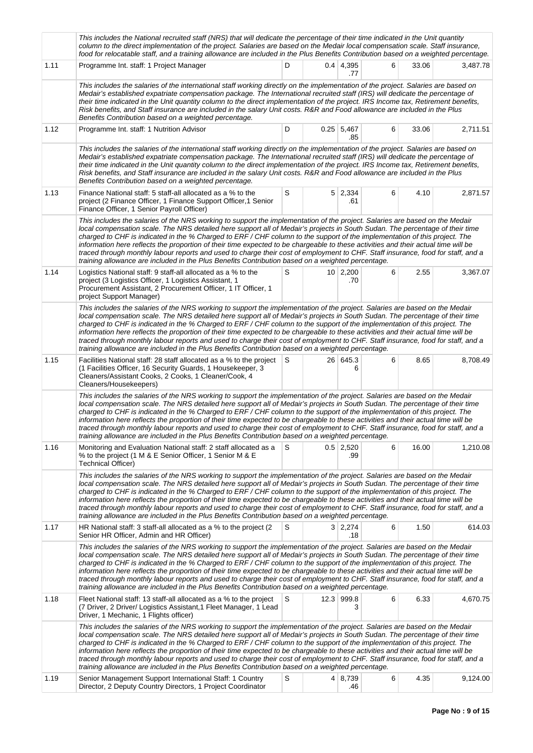| | | | | | | | |
|---|---|---|---|---|---|---|---|
| | This includes the National recruited staff (NRS) that will dedicate the percentage of their time indicated in the Unit quantity column to the direct implementation of the project. Salaries are based on the Medair local compensation scale. Staff insurance, food for relocatable staff, and a training allowance are included in the Plus Benefits Contribution based on a weighted percentage. | | | | | | |
| 1.11 | Programme Int. staff: 1 Project Manager | D | 0.4 | 4,395.77 | 6 | 33.06 | 3,487.78 |
| | This includes the salaries of the international staff working directly on the implementation of the project. Salaries are based on Medair's established expatriate compensation package. The International recruited staff (IRS) will dedicate the percentage of their time indicated in the Unit quantity column to the direct implementation of the project. IRS Income tax, Retirement benefits, Risk benefits, and Staff insurance are included in the salary Unit costs. R&R and Food allowance are included in the Plus Benefits Contribution based on a weighted percentage. | | | | | | |
| 1.12 | Programme Int. staff: 1 Nutrition Advisor | D | 0.25 | 5,467.85 | 6 | 33.06 | 2,711.51 |
| | This includes the salaries of the international staff working directly on the implementation of the project. Salaries are based on Medair's established expatriate compensation package. The International recruited staff (IRS) will dedicate the percentage of their time indicated in the Unit quantity column to the direct implementation of the project. IRS Income tax, Retirement benefits, Risk benefits, and Staff insurance are included in the salary Unit costs. R&R and Food allowance are included in the Plus Benefits Contribution based on a weighted percentage. | | | | | | |
| 1.13 | Finance National staff: 5 staff-all allocated as a % to the project (2 Finance Officer, 1 Finance Support Officer,1 Senior Finance Officer, 1 Senior Payroll Officer) | S | 5 | 2,334.61 | 6 | 4.10 | 2,871.57 |
| | This includes the salaries of the NRS working to support the implementation of the project. Salaries are based on the Medair local compensation scale. The NRS detailed here support all of Medair's projects in South Sudan. The percentage of their time charged to CHF is indicated in the % Charged to ERF / CHF column to the support of the implementation of this project. The information here reflects the proportion of their time expected to be chargeable to these activities and their actual time will be traced through monthly labour reports and used to charge their cost of employment to CHF. Staff insurance, food for staff, and a training allowance are included in the Plus Benefits Contribution based on a weighted percentage. | | | | | | |
| 1.14 | Logistics National staff: 9 staff-all allocated as a % to the project (3 Logistics Officer, 1 Logistics Assistant, 1 Procurement Assistant, 2 Procurement Officer, 1 IT Officer, 1 project Support Manager) | S | 10 | 2,200.70 | 6 | 2.55 | 3,367.07 |
| | This includes the salaries of the NRS working to support the implementation of the project. Salaries are based on the Medair local compensation scale. The NRS detailed here support all of Medair's projects in South Sudan. The percentage of their time charged to CHF is indicated in the % Charged to ERF / CHF column to the support of the implementation of this project. The information here reflects the proportion of their time expected to be chargeable to these activities and their actual time will be traced through monthly labour reports and used to charge their cost of employment to CHF. Staff insurance, food for staff, and a training allowance are included in the Plus Benefits Contribution based on a weighted percentage. | | | | | | |
| 1.15 | Facilities National staff: 28 staff allocated as a % to the project (1 Facilities Officer, 16 Security Guards, 1 Housekeeper, 3 Cleaners/Assistant Cooks, 2 Cooks, 1 Cleaner/Cook, 4 Cleaners/Housekeepers) | S | 26 | 645.36 | 6 | 8.65 | 8,708.49 |
| | This includes the salaries of the NRS working to support the implementation of the project. Salaries are based on the Medair local compensation scale. The NRS detailed here support all of Medair's projects in South Sudan. The percentage of their time charged to CHF is indicated in the % Charged to ERF / CHF column to the support of the implementation of this project. The information here reflects the proportion of their time expected to be chargeable to these activities and their actual time will be traced through monthly labour reports and used to charge their cost of employment to CHF. Staff insurance, food for staff, and a training allowance are included in the Plus Benefits Contribution based on a weighted percentage. | | | | | | |
| 1.16 | Monitoring and Evaluation National staff: 2 staff allocated as a % to the project (1 M & E Senior Officer, 1 Senior M & E Technical Officer) | S | 0.5 | 2,520.99 | 6 | 16.00 | 1,210.08 |
| | This includes the salaries of the NRS working to support the implementation of the project. Salaries are based on the Medair local compensation scale. The NRS detailed here support all of Medair's projects in South Sudan. The percentage of their time charged to CHF is indicated in the % Charged to ERF / CHF column to the support of the implementation of this project. The information here reflects the proportion of their time expected to be chargeable to these activities and their actual time will be traced through monthly labour reports and used to charge their cost of employment to CHF. Staff insurance, food for staff, and a training allowance are included in the Plus Benefits Contribution based on a weighted percentage. | | | | | | |
| 1.17 | HR National staff: 3 staff-all allocated as a % to the project (2 Senior HR Officer, Admin and HR Officer) | S | 3 | 2,274.18 | 6 | 1.50 | 614.03 |
| | This includes the salaries of the NRS working to support the implementation of the project. Salaries are based on the Medair local compensation scale. The NRS detailed here support all of Medair's projects in South Sudan. The percentage of their time charged to CHF is indicated in the % Charged to ERF / CHF column to the support of the implementation of this project. The information here reflects the proportion of their time expected to be chargeable to these activities and their actual time will be traced through monthly labour reports and used to charge their cost of employment to CHF. Staff insurance, food for staff, and a training allowance are included in the Plus Benefits Contribution based on a weighted percentage. | | | | | | |
| 1.18 | Fleet National staff: 13 staff-all allocated as a % to the project (7 Driver, 2 Driver/ Logistics Assistant,1 Fleet Manager, 1 Lead Driver, 1 Mechanic, 1 Flights officer) | S | 12.3 | 999.83 | 6 | 6.33 | 4,670.75 |
| | This includes the salaries of the NRS working to support the implementation of the project. Salaries are based on the Medair local compensation scale. The NRS detailed here support all of Medair's projects in South Sudan. The percentage of their time charged to CHF is indicated in the % Charged to ERF / CHF column to the support of the implementation of this project. The information here reflects the proportion of their time expected to be chargeable to these activities and their actual time will be traced through monthly labour reports and used to charge their cost of employment to CHF. Staff insurance, food for staff, and a training allowance are included in the Plus Benefits Contribution based on a weighted percentage. | | | | | | |
| 1.19 | Senior Management Support International Staff: 1 Country Director, 2 Deputy Country Directors, 1 Project Coordinator | S | 4 | 8,739.46 | 6 | 4.35 | 9,124.00 |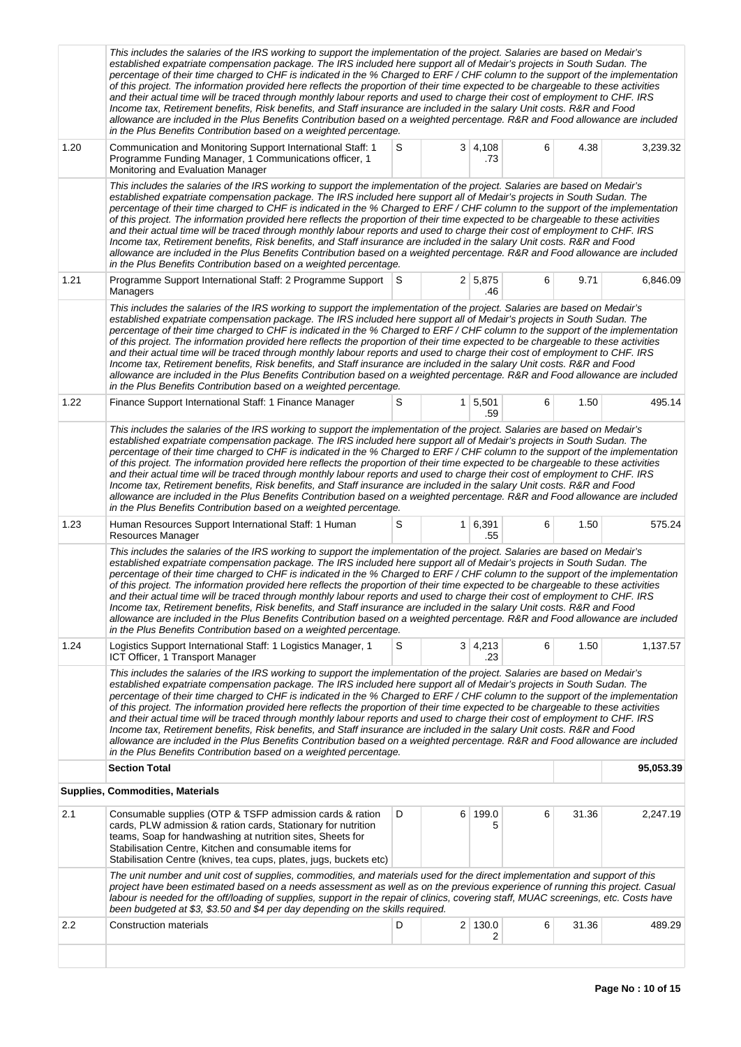| | | | | | | | |
|---|---|---|---|---|---|---|---|
| | *This includes the salaries of the IRS working to support the implementation of the project. Salaries are based on Medair's established expatriate compensation package. The IRS included here support all of Medair's projects in South Sudan. The percentage of their time charged to CHF is indicated in the % Charged to ERF / CHF column to the support of the implementation of this project. The information provided here reflects the proportion of their time expected to be chargeable to these activities and their actual time will be traced through monthly labour reports and used to charge their cost of employment to CHF. IRS Income tax, Retirement benefits, Risk benefits, and Staff insurance are included in the salary Unit costs. R&R and Food allowance are included in the Plus Benefits Contribution based on a weighted percentage. R&R and Food allowance are included in the Plus Benefits Contribution based on a weighted percentage.* | | | | | | |
| 1.20 | Communication and Monitoring Support International Staff: 1 Programme Funding Manager, 1 Communications officer, 1 Monitoring and Evaluation Manager | S | 3 | 4,108.73 | 6 | 4.38 | 3,239.32 |
| | *This includes the salaries of the IRS working to support the implementation of the project. Salaries are based on Medair's established expatriate compensation package. The IRS included here support all of Medair's projects in South Sudan. The percentage of their time charged to CHF is indicated in the % Charged to ERF / CHF column to the support of the implementation of this project. The information provided here reflects the proportion of their time expected to be chargeable to these activities and their actual time will be traced through monthly labour reports and used to charge their cost of employment to CHF. IRS Income tax, Retirement benefits, Risk benefits, and Staff insurance are included in the salary Unit costs. R&R and Food allowance are included in the Plus Benefits Contribution based on a weighted percentage. R&R and Food allowance are included in the Plus Benefits Contribution based on a weighted percentage.* | | | | | | |
| 1.21 | Programme Support International Staff: 2 Programme Support Managers | S | 2 | 5,875.46 | 6 | 9.71 | 6,846.09 |
| | *This includes the salaries of the IRS working to support the implementation of the project. Salaries are based on Medair's established expatriate compensation package. The IRS included here support all of Medair's projects in South Sudan. The percentage of their time charged to CHF is indicated in the % Charged to ERF / CHF column to the support of the implementation of this project. The information provided here reflects the proportion of their time expected to be chargeable to these activities and their actual time will be traced through monthly labour reports and used to charge their cost of employment to CHF. IRS Income tax, Retirement benefits, Risk benefits, and Staff insurance are included in the salary Unit costs. R&R and Food allowance are included in the Plus Benefits Contribution based on a weighted percentage. R&R and Food allowance are included in the Plus Benefits Contribution based on a weighted percentage.* | | | | | | |
| 1.22 | Finance Support International Staff: 1 Finance Manager | S | 1 | 5,501.59 | 6 | 1.50 | 495.14 |
| | *This includes the salaries of the IRS working to support the implementation of the project. Salaries are based on Medair's established expatriate compensation package. The IRS included here support all of Medair's projects in South Sudan. The percentage of their time charged to CHF is indicated in the % Charged to ERF / CHF column to the support of the implementation of this project. The information provided here reflects the proportion of their time expected to be chargeable to these activities and their actual time will be traced through monthly labour reports and used to charge their cost of employment to CHF. IRS Income tax, Retirement benefits, Risk benefits, and Staff insurance are included in the salary Unit costs. R&R and Food allowance are included in the Plus Benefits Contribution based on a weighted percentage. R&R and Food allowance are included in the Plus Benefits Contribution based on a weighted percentage.* | | | | | | |
| 1.23 | Human Resources Support International Staff: 1 Human Resources Manager | S | 1 | 6,391.55 | 6 | 1.50 | 575.24 |
| | *This includes the salaries of the IRS working to support the implementation of the project. Salaries are based on Medair's established expatriate compensation package. The IRS included here support all of Medair's projects in South Sudan. The percentage of their time charged to CHF is indicated in the % Charged to ERF / CHF column to the support of the implementation of this project. The information provided here reflects the proportion of their time expected to be chargeable to these activities and their actual time will be traced through monthly labour reports and used to charge their cost of employment to CHF. IRS Income tax, Retirement benefits, Risk benefits, and Staff insurance are included in the salary Unit costs. R&R and Food allowance are included in the Plus Benefits Contribution based on a weighted percentage. R&R and Food allowance are included in the Plus Benefits Contribution based on a weighted percentage.* | | | | | | |
| 1.24 | Logistics Support International Staff: 1 Logistics Manager, 1 ICT Officer, 1 Transport Manager | S | 3 | 4,213.23 | 6 | 1.50 | 1,137.57 |
| | *This includes the salaries of the IRS working to support the implementation of the project. Salaries are based on Medair's established expatriate compensation package. The IRS included here support all of Medair's projects in South Sudan. The percentage of their time charged to CHF is indicated in the % Charged to ERF / CHF column to the support of the implementation of this project. The information provided here reflects the proportion of their time expected to be chargeable to these activities and their actual time will be traced through monthly labour reports and used to charge their cost of employment to CHF. IRS Income tax, Retirement benefits, Risk benefits, and Staff insurance are included in the salary Unit costs. R&R and Food allowance are included in the Plus Benefits Contribution based on a weighted percentage. R&R and Food allowance are included in the Plus Benefits Contribution based on a weighted percentage.* | | | | | | |
| | **Section Total** | | | | | | **95,053.39** |
| **Supplies, Commodities, Materials** | | | | | | | |
| 2.1 | Consumable supplies (OTP & TSFP admission cards & ration cards, PLW admission & ration cards, Stationary for nutrition teams, Soap for handwashing at nutrition sites, Sheets for Stabilisation Centre, Kitchen and consumable items for Stabilisation Centre (knives, tea cups, plates, jugs, buckets etc) | D | 6 | 199.05 | 6 | 31.36 | 2,247.19 |
| | *The unit number and unit cost of supplies, commodities, and materials used for the direct implementation and support of this project have been estimated based on a needs assessment as well as on the previous experience of running this project. Casual labour is needed for the off/loading of supplies, support in the repair of clinics, covering staff, MUAC screenings, etc. Costs have been budgeted at $3, $3.50 and $4 per day depending on the skills required.* | | | | | | |
| 2.2 | Construction materials | D | 2 | 130.02 | 6 | 31.36 | 489.29 |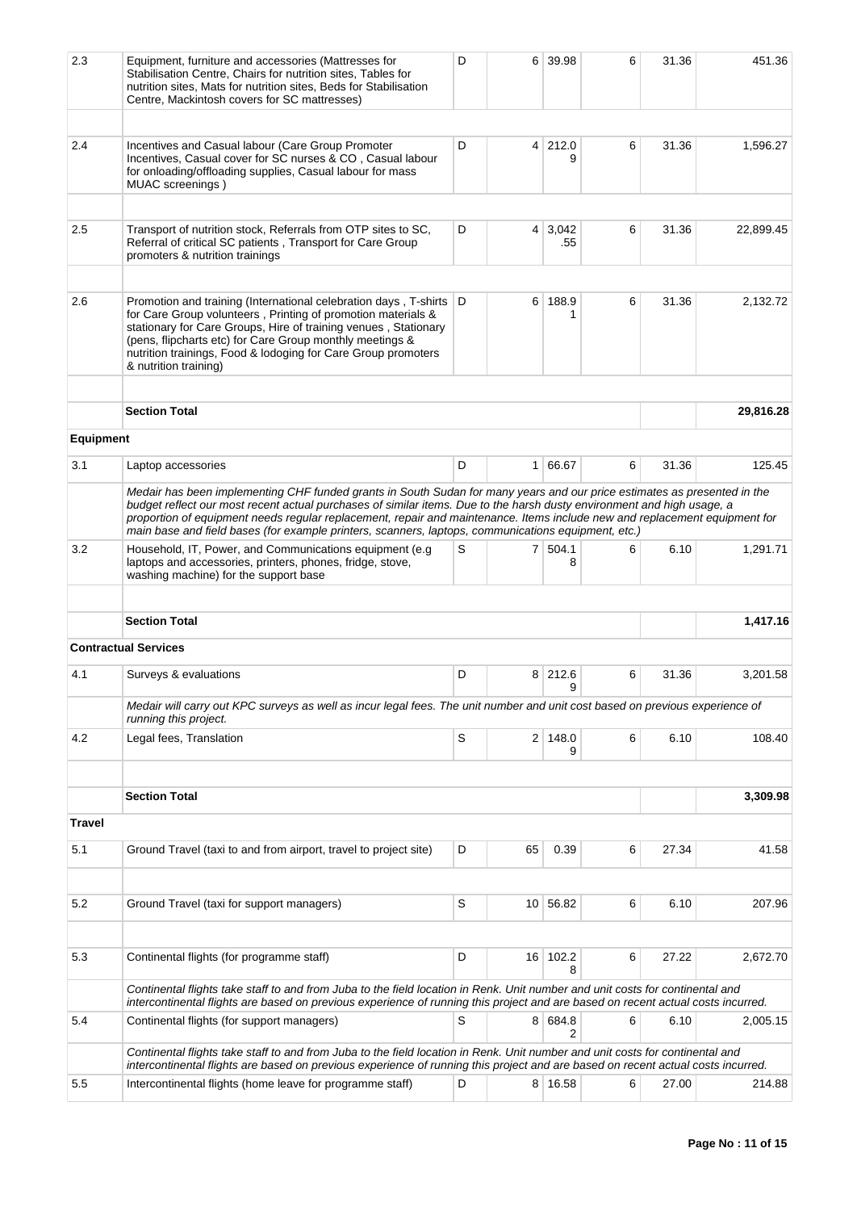| | | | | | | | |
|---|---|---|---|---|---|---|---|
| 2.3 | Equipment, furniture and accessories (Mattresses for Stabilisation Centre, Chairs for nutrition sites, Tables for nutrition sites, Mats for nutrition sites, Beds for Stabilisation Centre, Mackintosh covers for SC mattresses) | D | 6 | 39.98 | 6 | 31.36 | 451.36 |
| | | | | | | | |
| 2.4 | Incentives and Casual labour (Care Group Promoter Incentives, Casual cover for SC nurses & CO , Casual labour for onloading/offloading supplies, Casual labour for mass MUAC screenings ) | D | 4 | 212.09 | 6 | 31.36 | 1,596.27 |
| | | | | | | | |
| 2.5 | Transport of nutrition stock, Referrals from OTP sites to SC, Referral of critical SC patients , Transport for Care Group promoters & nutrition trainings | D | 4 | 3,042.55 | 6 | 31.36 | 22,899.45 |
| | | | | | | | |
| 2.6 | Promotion and training (International celebration days , T-shirts for Care Group volunteers , Printing of promotion materials & stationary for Care Groups, Hire of training venues , Stationary (pens, flipcharts etc) for Care Group monthly meetings & nutrition trainings, Food & lodoging for Care Group promoters & nutrition training) | D | 6 | 188.91 | 6 | 31.36 | 2,132.72 |
| | | | | | | | |
| | **Section Total** | | | | | | **29,816.28** |
| **Equipment** | | | | | | | |
| 3.1 | Laptop accessories | D | 1 | 66.67 | 6 | 31.36 | 125.45 |
| | *Medair has been implementing CHF funded grants in South Sudan for many years and our price estimates as presented in the budget reflect our most recent actual purchases of similar items. Due to the harsh dusty environment and high usage, a proportion of equipment needs regular replacement, repair and maintenance. Items include new and replacement equipment for main base and field bases (for example printers, scanners, laptops, communications equipment, etc.)* | | | | | | |
| 3.2 | Household, IT, Power, and Communications equipment (e.g laptops and accessories, printers, phones, fridge, stove, washing machine) for the support base | S | 7 | 504.18 | 6 | 6.10 | 1,291.71 |
| | | | | | | | |
| | **Section Total** | | | | | | **1,417.16** |
| **Contractual Services** | | | | | | | |
| 4.1 | Surveys & evaluations | D | 8 | 212.69 | 6 | 31.36 | 3,201.58 |
| | *Medair will carry out KPC surveys as well as incur legal fees. The unit number and unit cost based on previous experience of running this project.* | | | | | | |
| 4.2 | Legal fees, Translation | S | 2 | 148.09 | 6 | 6.10 | 108.40 |
| | | | | | | | |
| | **Section Total** | | | | | | **3,309.98** |
| **Travel** | | | | | | | |
| 5.1 | Ground Travel (taxi to and from airport, travel to project site) | D | 65 | 0.39 | 6 | 27.34 | 41.58 |
| | | | | | | | |
| 5.2 | Ground Travel (taxi for support managers) | S | 10 | 56.82 | 6 | 6.10 | 207.96 |
| | | | | | | | |
| 5.3 | Continental flights (for programme staff) | D | 16 | 102.28 | 6 | 27.22 | 2,672.70 |
| | *Continental flights take staff to and from Juba to the field location in Renk. Unit number and unit costs for continental and intercontinental flights are based on previous experience of running this project and are based on recent actual costs incurred.* | | | | | | |
| 5.4 | Continental flights (for support managers) | S | 8 | 684.82 | 6 | 6.10 | 2,005.15 |
| | *Continental flights take staff to and from Juba to the field location in Renk. Unit number and unit costs for continental and intercontinental flights are based on previous experience of running this project and are based on recent actual costs incurred.* | | | | | | |
| 5.5 | Intercontinental flights (home leave for programme staff) | D | 8 | 16.58 | 6 | 27.00 | 214.88 |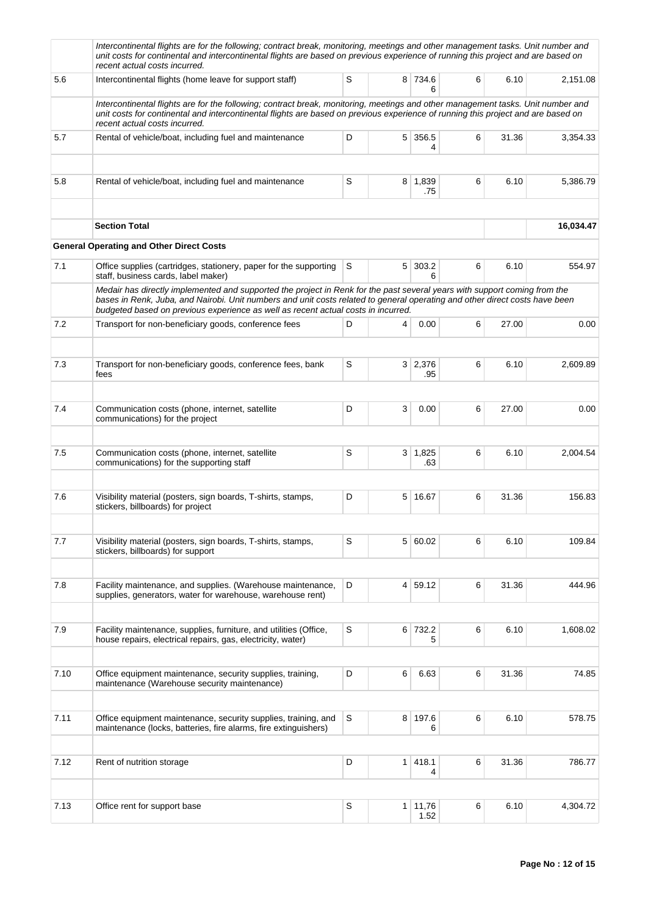| | | | | | | | |
|---|---|---|---|---|---|---|---|
| | *Intercontinental flights are for the following; contract break, monitoring, meetings and other management tasks. Unit number and unit costs for continental and intercontinental flights are based on previous experience of running this project and are based on recent actual costs incurred.* | | | | | | |
| 5.6 | Intercontinental flights (home leave for support staff) | S | 8 | 734.66 | 6 | 6.10 | 2,151.08 |
| | *Intercontinental flights are for the following; contract break, monitoring, meetings and other management tasks. Unit number and unit costs for continental and intercontinental flights are based on previous experience of running this project and are based on recent actual costs incurred.* | | | | | | |
| 5.7 | Rental of vehicle/boat, including fuel and maintenance | D | 5 | 356.54 | 6 | 31.36 | 3,354.33 |
| | | | | | | | |
| 5.8 | Rental of vehicle/boat, including fuel and maintenance | S | 8 | 1,839.75 | 6 | 6.10 | 5,386.79 |
| | | | | | | | |
| | **Section Total** | | | | | | **16,034.47** |
| | **General Operating and Other Direct Costs** | | | | | | |
| 7.1 | Office supplies (cartridges, stationery, paper for the supporting staff, business cards, label maker) | S | 5 | 303.26 | 6 | 6.10 | 554.97 |
| | *Medair has directly implemented and supported the project in Renk for the past several years with support coming from the bases in Renk, Juba, and Nairobi. Unit numbers and unit costs related to general operating and other direct costs have been budgeted based on previous experience as well as recent actual costs in incurred.* | | | | | | |
| 7.2 | Transport for non-beneficiary goods, conference fees | D | 4 | 0.00 | 6 | 27.00 | 0.00 |
| | | | | | | | |
| 7.3 | Transport for non-beneficiary goods, conference fees, bank fees | S | 3 | 2,376.95 | 6 | 6.10 | 2,609.89 |
| | | | | | | | |
| 7.4 | Communication costs (phone, internet, satellite communications) for the project | D | 3 | 0.00 | 6 | 27.00 | 0.00 |
| | | | | | | | |
| 7.5 | Communication costs (phone, internet, satellite communications) for the supporting staff | S | 3 | 1,825.63 | 6 | 6.10 | 2,004.54 |
| | | | | | | | |
| 7.6 | Visibility material (posters, sign boards, T-shirts, stamps, stickers, billboards) for project | D | 5 | 16.67 | 6 | 31.36 | 156.83 |
| | | | | | | | |
| 7.7 | Visibility material (posters, sign boards, T-shirts, stamps, stickers, billboards) for support | S | 5 | 60.02 | 6 | 6.10 | 109.84 |
| | | | | | | | |
| 7.8 | Facility maintenance, and supplies. (Warehouse maintenance, supplies, generators, water for warehouse, warehouse rent) | D | 4 | 59.12 | 6 | 31.36 | 444.96 |
| | | | | | | | |
| 7.9 | Facility maintenance, supplies, furniture, and utilities (Office, house repairs, electrical repairs, gas, electricity, water) | S | 6 | 732.25 | 6 | 6.10 | 1,608.02 |
| | | | | | | | |
| 7.10 | Office equipment maintenance, security supplies, training, maintenance (Warehouse security maintenance) | D | 6 | 6.63 | 6 | 31.36 | 74.85 |
| | | | | | | | |
| 7.11 | Office equipment maintenance, security supplies, training, and maintenance (locks, batteries, fire alarms, fire extinguishers) | S | 8 | 197.66 | 6 | 6.10 | 578.75 |
| | | | | | | | |
| 7.12 | Rent of nutrition storage | D | 1 | 418.14 | 6 | 31.36 | 786.77 |
| | | | | | | | |
| 7.13 | Office rent for support base | S | 1 | 11,761.52 | 6 | 6.10 | 4,304.72 |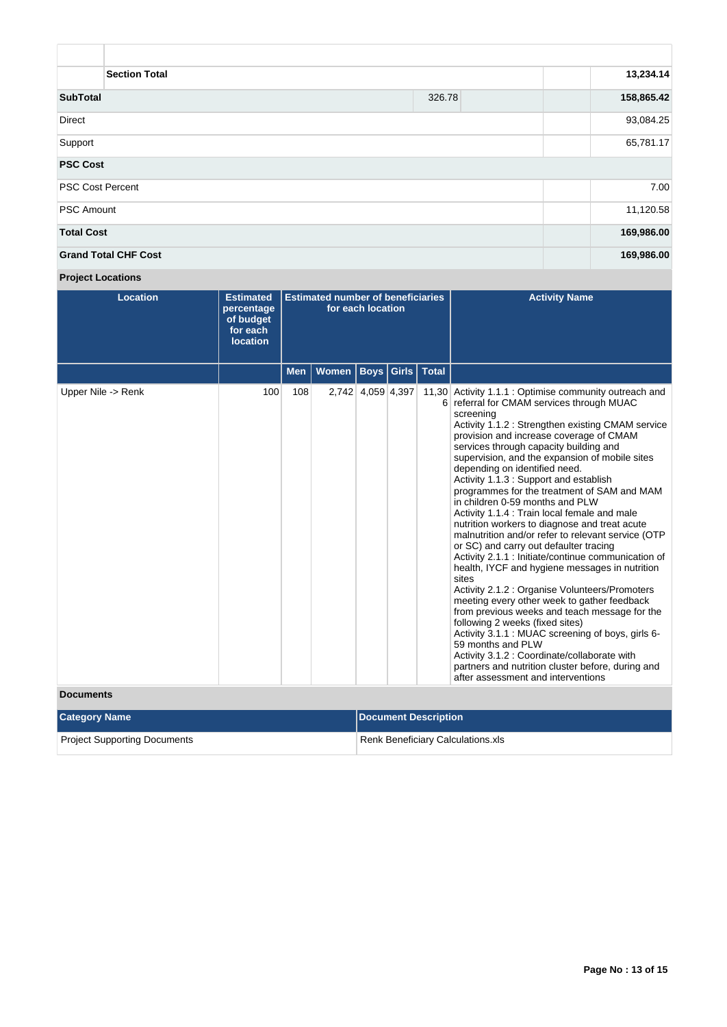| | | | | |
|---|---|---|---|---|
| | **Section Total** | | | **13,234.14** |
| **SubTotal** | | 326.78 | | **158,865.42** |
| Direct | | | | 93,084.25 |
| Support | | | | 65,781.17 |
| **PSC Cost** | | | | |
| PSC Cost Percent | | | | 7.00 |
| PSC Amount | | | | 11,120.58 |
| **Total Cost** | | | | **169,986.00** |
| **Grand Total CHF Cost** | | | | **169,986.00** |

**Project Locations**

| Location | Estimated percentage of budget for each location | Estimated number of beneficiaries for each location | | | | | Activity Name |
|---|---|---|---|---|---|---|---|
| | | Men | Women | Boys | Girls | Total | |
| Upper Nile -> Renk | 100 | 108 | 2,742 | 4,059 | 4,397 | 11,306 | Activity 1.1.1 : Optimise community outreach and referral for CMAM services through MUAC screening<br>Activity 1.1.2 : Strengthen existing CMAM service provision and increase coverage of CMAM services through capacity building and supervision, and the expansion of mobile sites depending on identified need.<br>Activity 1.1.3 : Support and establish programmes for the treatment of SAM and MAM in children 0-59 months and PLW<br>Activity 1.1.4 : Train local female and male nutrition workers to diagnose and treat acute malnutrition and/or refer to relevant service (OTP or SC) and carry out defaulter tracing<br>Activity 2.1.1 : Initiate/continue communication of health, IYCF and hygiene messages in nutrition sites<br>Activity 2.1.2 : Organise Volunteers/Promoters meeting every other week to gather feedback from previous weeks and teach message for the following 2 weeks (fixed sites)<br>Activity 3.1.1 : MUAC screening of boys, girls 6-59 months and PLW<br>Activity 3.1.2 : Coordinate/collaborate with partners and nutrition cluster before, during and after assessment and interventions |

**Documents**

| Category Name | Document Description |
|---|---|
| Project Supporting Documents | Renk Beneficiary Calculations.xls |